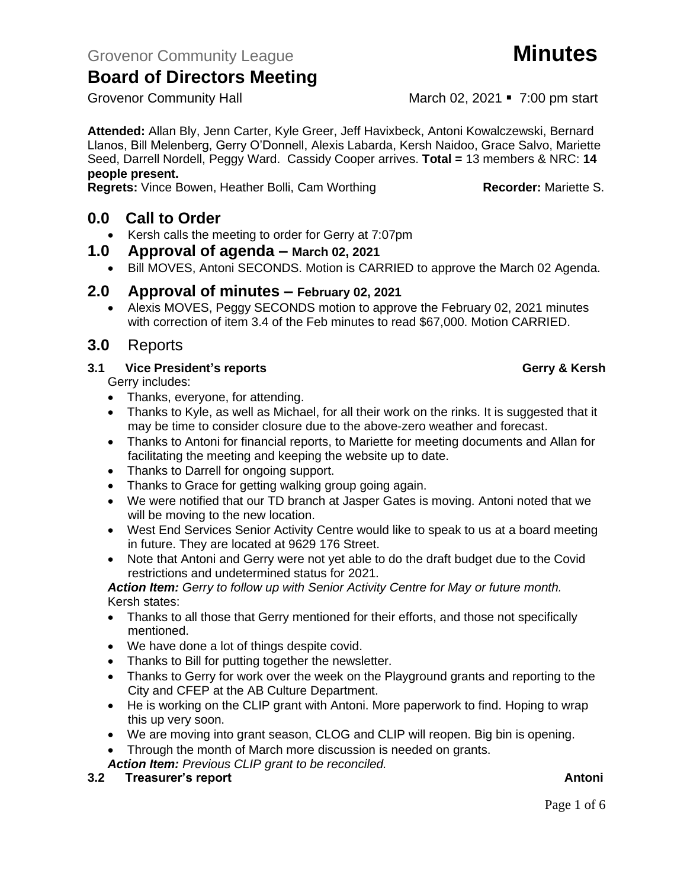Grovenor Community League **Minutes**

# Board of Directors Meeting

Grovenor Community Hall March 02, 2021 ▪ 7:00 pm start

**Attended:** Allan Bly, Jenn Carter, Kyle Greer, Jeff Havixbeck, Antoni Kowalczewski, Bernard Llanos, Bill Melenberg, Gerry O'Donnell, Alexis Labarda, Kersh Naidoo, Grace Salvo, Mariette Seed, Darrell Nordell, Peggy Ward. Cassidy Cooper arrives. **Total =** 13 members & NRC: **14 people present.**

**Regrets:** Vince Bowen, Heather Bolli, Cam Worthing **Recorder:** Mariette S.

## 0.0 Call to Order

- Kersh calls the meeting to order for Gerry at 7:07pm

## 1.0 Approval of agenda – March 02, 2021

- Bill MOVES, Antoni SECONDS. Motion is CARRIED to approve the March 02 Agenda.

## 2.0 Approval of minutes – February 02, 2021

- Alexis MOVES, Peggy SECONDS motion to approve the February 02, 2021 minutes with correction of item 3.4 of the Feb minutes to read $67,000. Motion CARRIED.

## 3.0 Reports

### 3.1 Vice President's reports — Gerry & Kersh

Gerry includes:

- Thanks, everyone, for attending.
- Thanks to Kyle, as well as Michael, for all their work on the rinks. It is suggested that it may be time to consider closure due to the above-zero weather and forecast.
- Thanks to Antoni for financial reports, to Mariette for meeting documents and Allan for facilitating the meeting and keeping the website up to date.
- Thanks to Darrell for ongoing support.
- Thanks to Grace for getting walking group going again.
- We were notified that our TD branch at Jasper Gates is moving. Antoni noted that we will be moving to the new location.
- West End Services Senior Activity Centre would like to speak to us at a board meeting in future. They are located at 9629 176 Street.
- Note that Antoni and Gerry were not yet able to do the draft budget due to the Covid restrictions and undetermined status for 2021.

***Action Item:*** *Gerry to follow up with Senior Activity Centre for May or future month.*

Kersh states:

- Thanks to all those that Gerry mentioned for their efforts, and those not specifically mentioned.
- We have done a lot of things despite covid.
- Thanks to Bill for putting together the newsletter.
- Thanks to Gerry for work over the week on the Playground grants and reporting to the City and CFEP at the AB Culture Department.
- He is working on the CLIP grant with Antoni. More paperwork to find. Hoping to wrap this up very soon.
- We are moving into grant season, CLOG and CLIP will reopen. Big bin is opening.
- Through the month of March more discussion is needed on grants.

***Action Item:*** *Previous CLIP grant to be reconciled.*

### 3.2 Treasurer's report — Antoni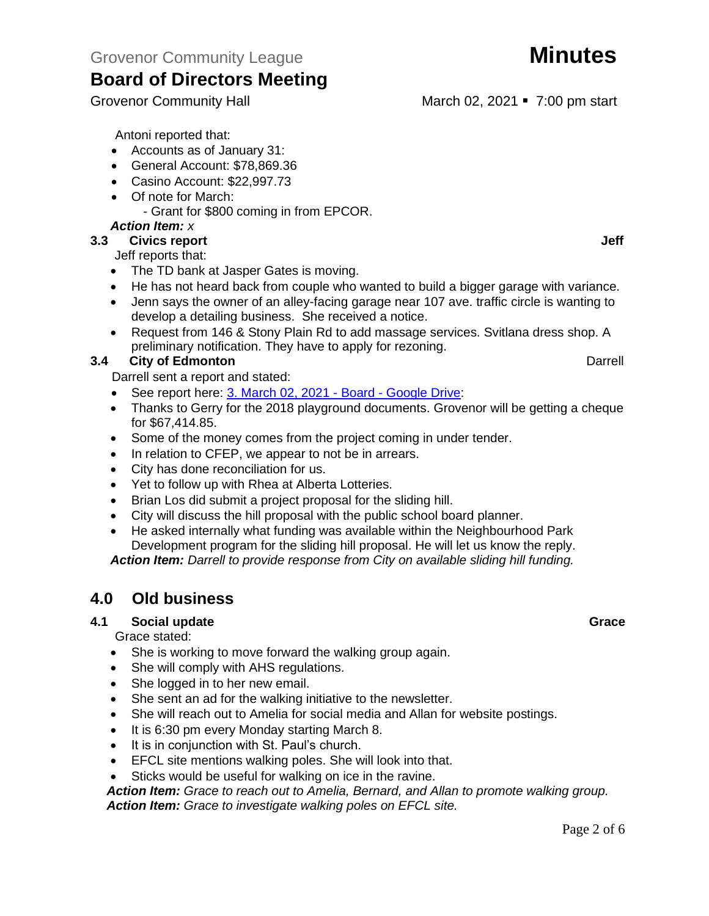Antoni reported that:

- Accounts as of January 31:
- General Account: $78,869.36
- Casino Account: $22,997.73
- Of note for March:
  - Grant for $800 coming in from EPCOR.

***Action Item:*** *x*

### 3.3 Civics report — Jeff

Jeff reports that:

- The TD bank at Jasper Gates is moving.
- He has not heard back from couple who wanted to build a bigger garage with variance.
- Jenn says the owner of an alley-facing garage near 107 ave. traffic circle is wanting to develop a detailing business. She received a notice.
- Request from 146 & Stony Plain Rd to add massage services. Svitlana dress shop. A preliminary notification. They have to apply for rezoning.

### 3.4 City of Edmonton — Darrell

Darrell sent a report and stated:

- See report here: [3. March 02, 2021 - Board - Google Drive]:
- Thanks to Gerry for the 2018 playground documents. Grovenor will be getting a cheque for $67,414.85.
- Some of the money comes from the project coming in under tender.
- In relation to CFEP, we appear to not be in arrears.
- City has done reconciliation for us.
- Yet to follow up with Rhea at Alberta Lotteries.
- Brian Los did submit a project proposal for the sliding hill.
- City will discuss the hill proposal with the public school board planner.
- He asked internally what funding was available within the Neighbourhood Park Development program for the sliding hill proposal. He will let us know the reply.

***Action Item:*** *Darrell to provide response from City on available sliding hill funding.*

## 4.0 Old business

### 4.1 Social update — Grace

Grace stated:

- She is working to move forward the walking group again.
- She will comply with AHS regulations.
- She logged in to her new email.
- She sent an ad for the walking initiative to the newsletter.
- She will reach out to Amelia for social media and Allan for website postings.
- It is 6:30 pm every Monday starting March 8.
- It is in conjunction with St. Paul's church.
- EFCL site mentions walking poles. She will look into that.
- Sticks would be useful for walking on ice in the ravine.

***Action Item:*** *Grace to reach out to Amelia, Bernard, and Allan to promote walking group.*

***Action Item:*** *Grace to investigate walking poles on EFCL site.*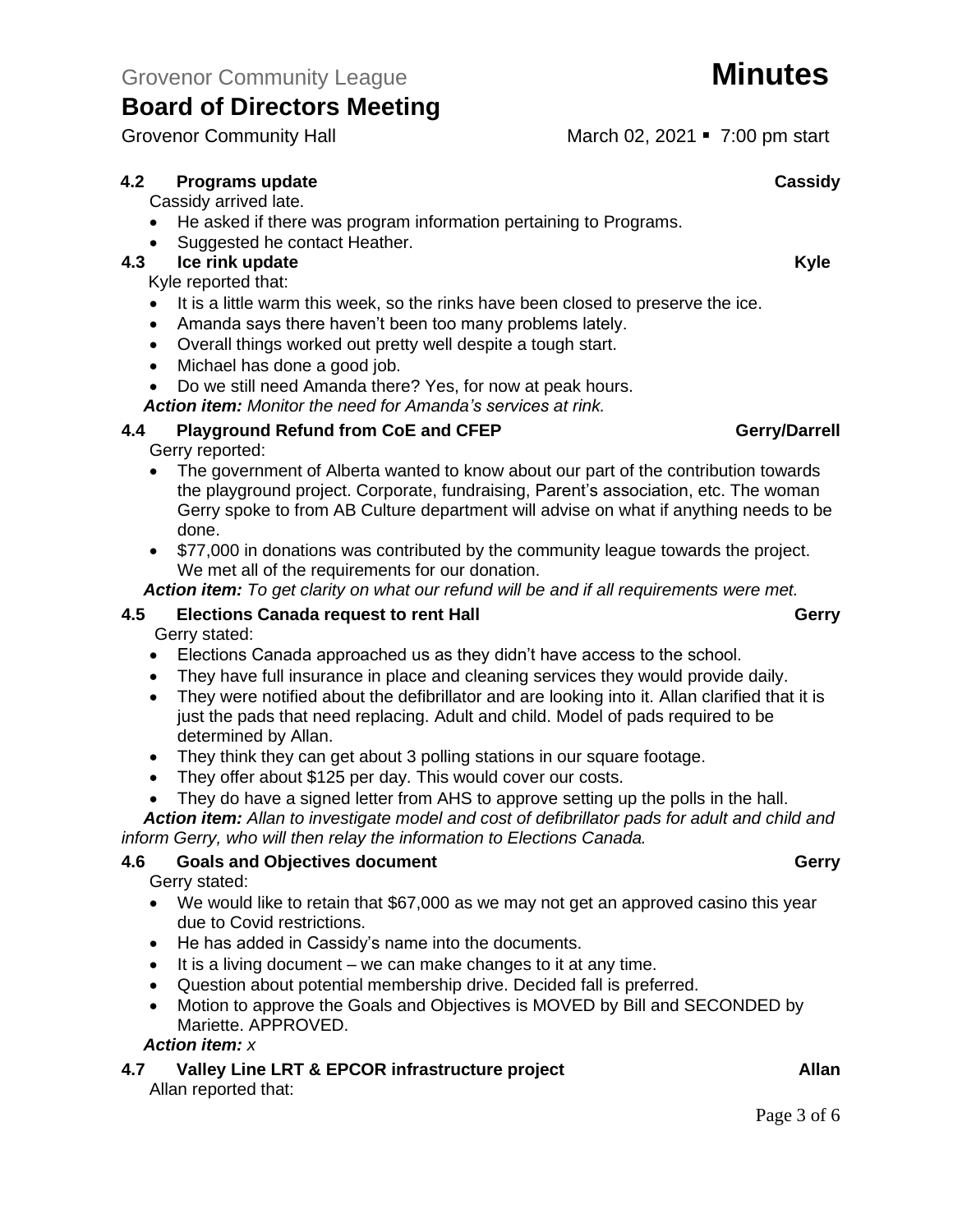# Grovenor Community League **Minutes**

## Board of Directors Meeting

Grovenor Community Hall March 02, 2021 ▪ 7:00 pm start

### 4.2 Programs update — Cassidy

Cassidy arrived late.

- He asked if there was program information pertaining to Programs.
- Suggested he contact Heather.

### 4.3 Ice rink update — Kyle

Kyle reported that:

- It is a little warm this week, so the rinks have been closed to preserve the ice.
- Amanda says there haven't been too many problems lately.
- Overall things worked out pretty well despite a tough start.
- Michael has done a good job.
- Do we still need Amanda there? Yes, for now at peak hours.

***Action item:*** *Monitor the need for Amanda's services at rink.*

### 4.4 Playground Refund from CoE and CFEP — Gerry/Darrell

Gerry reported:

- The government of Alberta wanted to know about our part of the contribution towards the playground project. Corporate, fundraising, Parent's association, etc. The woman Gerry spoke to from AB Culture department will advise on what if anything needs to be done.
- $77,000 in donations was contributed by the community league towards the project. We met all of the requirements for our donation.

***Action item:*** *To get clarity on what our refund will be and if all requirements were met.*

### 4.5 Elections Canada request to rent Hall — Gerry

Gerry stated:

- Elections Canada approached us as they didn't have access to the school.
- They have full insurance in place and cleaning services they would provide daily.
- They were notified about the defibrillator and are looking into it. Allan clarified that it is just the pads that need replacing. Adult and child. Model of pads required to be determined by Allan.
- They think they can get about 3 polling stations in our square footage.
- They offer about $125 per day. This would cover our costs.
- They do have a signed letter from AHS to approve setting up the polls in the hall.

***Action item:*** *Allan to investigate model and cost of defibrillator pads for adult and child and inform Gerry, who will then relay the information to Elections Canada.*

### 4.6 Goals and Objectives document — Gerry

Gerry stated:

- We would like to retain that $67,000 as we may not get an approved casino this year due to Covid restrictions.
- He has added in Cassidy's name into the documents.
- It is a living document – we can make changes to it at any time.
- Question about potential membership drive. Decided fall is preferred.
- Motion to approve the Goals and Objectives is MOVED by Bill and SECONDED by Mariette. APPROVED.

***Action item:*** *x*

### 4.7 Valley Line LRT & EPCOR infrastructure project — Allan

Allan reported that: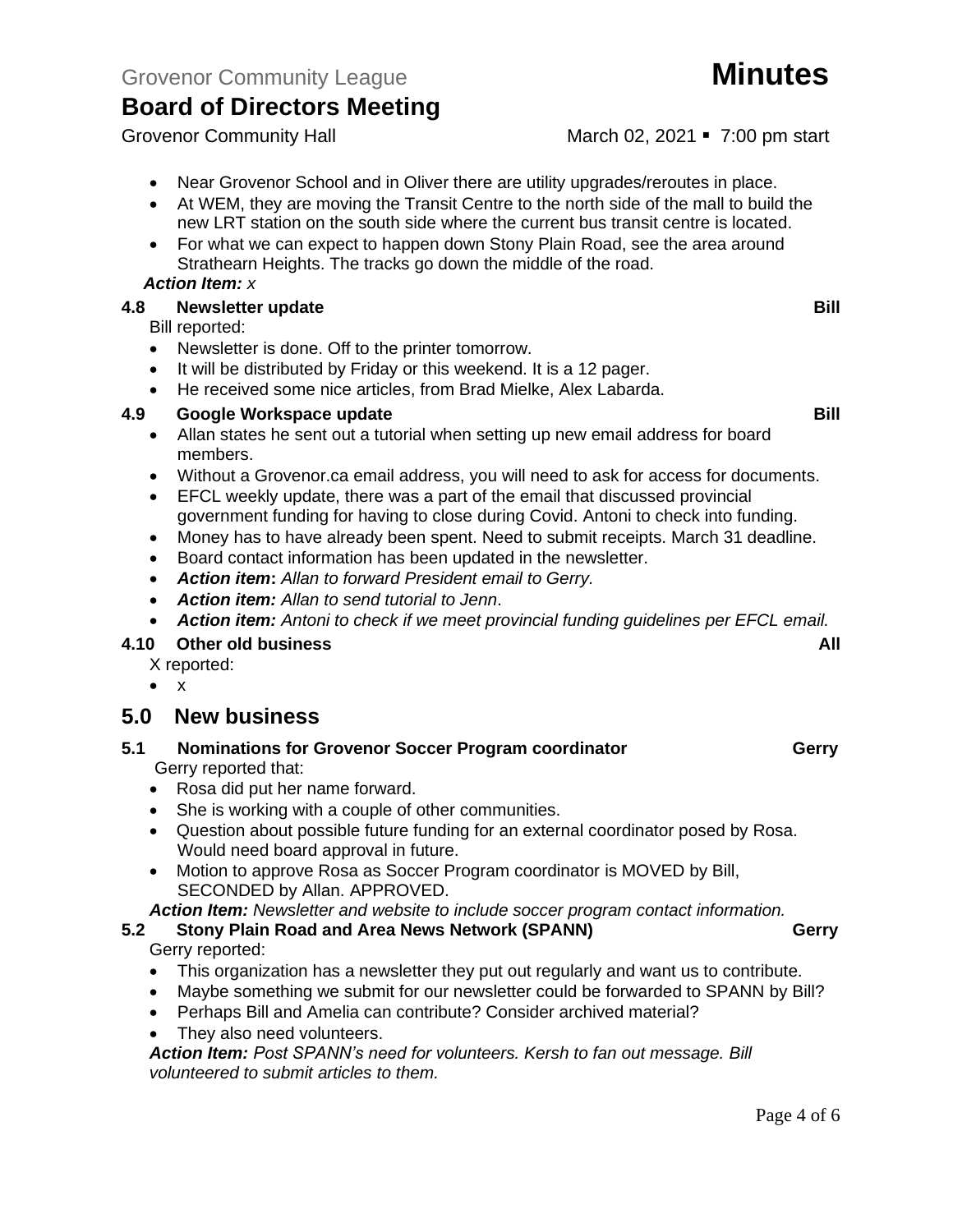- Near Grovenor School and in Oliver there are utility upgrades/reroutes in place.
- At WEM, they are moving the Transit Centre to the north side of the mall to build the new LRT station on the south side where the current bus transit centre is located.
- For what we can expect to happen down Stony Plain Road, see the area around Strathearn Heights. The tracks go down the middle of the road.

***Action Item:** x*

### 4.8 Newsletter update — Bill

Bill reported:

- Newsletter is done. Off to the printer tomorrow.
- It will be distributed by Friday or this weekend. It is a 12 pager.
- He received some nice articles, from Brad Mielke, Alex Labarda.

### 4.9 Google Workspace update — Bill

- Allan states he sent out a tutorial when setting up new email address for board members.
- Without a Grovenor.ca email address, you will need to ask for access for documents.
- EFCL weekly update, there was a part of the email that discussed provincial government funding for having to close during Covid. Antoni to check into funding.
- Money has to have already been spent. Need to submit receipts. March 31 deadline.
- Board contact information has been updated in the newsletter.
- ***Action item:*** *Allan to forward President email to Gerry.*
- ***Action item:*** *Allan to send tutorial to Jenn*.
- ***Action item:*** *Antoni to check if we meet provincial funding guidelines per EFCL email.*

### 4.10 Other old business — All

X reported:

- x

## 5.0 New business

### 5.1 Nominations for Grovenor Soccer Program coordinator — Gerry

Gerry reported that:

- Rosa did put her name forward.
- She is working with a couple of other communities.
- Question about possible future funding for an external coordinator posed by Rosa. Would need board approval in future.
- Motion to approve Rosa as Soccer Program coordinator is MOVED by Bill, SECONDED by Allan. APPROVED.

***Action Item:*** *Newsletter and website to include soccer program contact information.*

### 5.2 Stony Plain Road and Area News Network (SPANN) — Gerry

Gerry reported:

- This organization has a newsletter they put out regularly and want us to contribute.
- Maybe something we submit for our newsletter could be forwarded to SPANN by Bill?
- Perhaps Bill and Amelia can contribute? Consider archived material?
- They also need volunteers.

***Action Item:*** *Post SPANN's need for volunteers. Kersh to fan out message. Bill volunteered to submit articles to them.*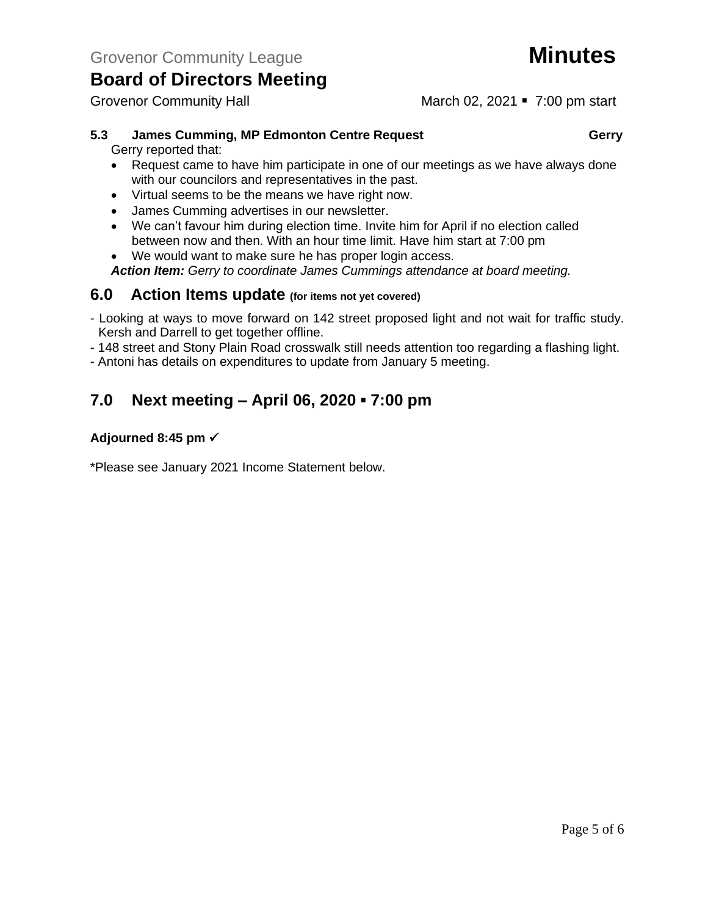### 5.3 James Cumming, MP Edmonton Centre Request — Gerry

Gerry reported that:

- Request came to have him participate in one of our meetings as we have always done with our councilors and representatives in the past.
- Virtual seems to be the means we have right now.
- James Cumming advertises in our newsletter.
- We can't favour him during election time. Invite him for April if no election called between now and then. With an hour time limit. Have him start at 7:00 pm
- We would want to make sure he has proper login access.

***Action Item:*** *Gerry to coordinate James Cummings attendance at board meeting.*

## 6.0 Action Items update (for items not yet covered)

- Looking at ways to move forward on 142 street proposed light and not wait for traffic study. Kersh and Darrell to get together offline.
- 148 street and Stony Plain Road crosswalk still needs attention too regarding a flashing light.
- Antoni has details on expenditures to update from January 5 meeting.

## 7.0 Next meeting – April 06, 2020 ▪ 7:00 pm

**Adjourned 8:45 pm ✓**

*Please see January 2021 Income Statement below.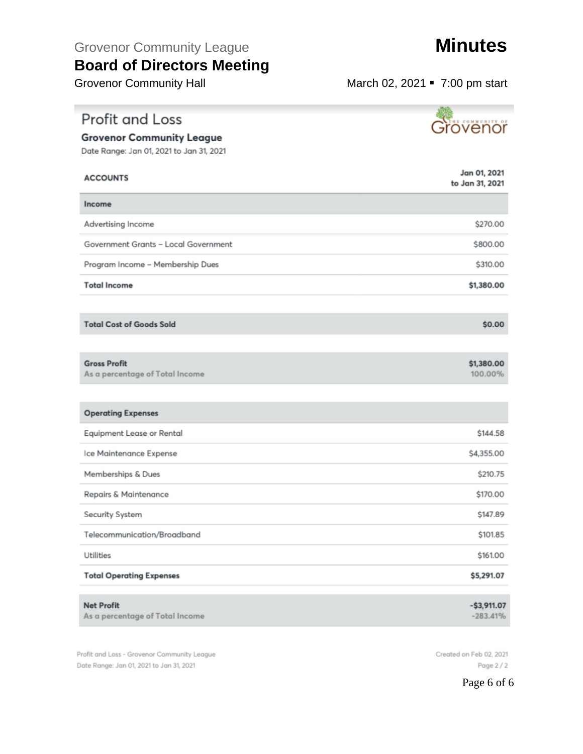## Profit and Loss

**Grovenor Community League**

Date Range: Jan 01, 2021 to Jan 31, 2021

| ACCOUNTS | Jan 01, 2021 to Jan 31, 2021 |
|---|---|
| **Income** | |
| Advertising Income | $270.00 |
| Government Grants – Local Government | $800.00 |
| Program Income – Membership Dues | $310.00 |
| **Total Income** | **$1,380.00** |
| **Total Cost of Goods Sold** | **$0.00** |
| **Gross Profit** | **$1,380.00** |
| As a percentage of Total Income | 100.00% |
| **Operating Expenses** | |
| Equipment Lease or Rental | $144.58 |
| Ice Maintenance Expense | $4,355.00 |
| Memberships & Dues | $210.75 |
| Repairs & Maintenance | $170.00 |
| Security System | $147.89 |
| Telecommunication/Broadband | $101.85 |
| Utilities | $161.00 |
| **Total Operating Expenses** | **$5,291.07** |
| **Net Profit** | **-$3,911.07** |
| As a percentage of Total Income | -283.41% |

Profit and Loss - Grovenor Community League
Date Range: Jan 01, 2021 to Jan 31, 2021

Created on Feb 02, 2021
Page 2 / 2